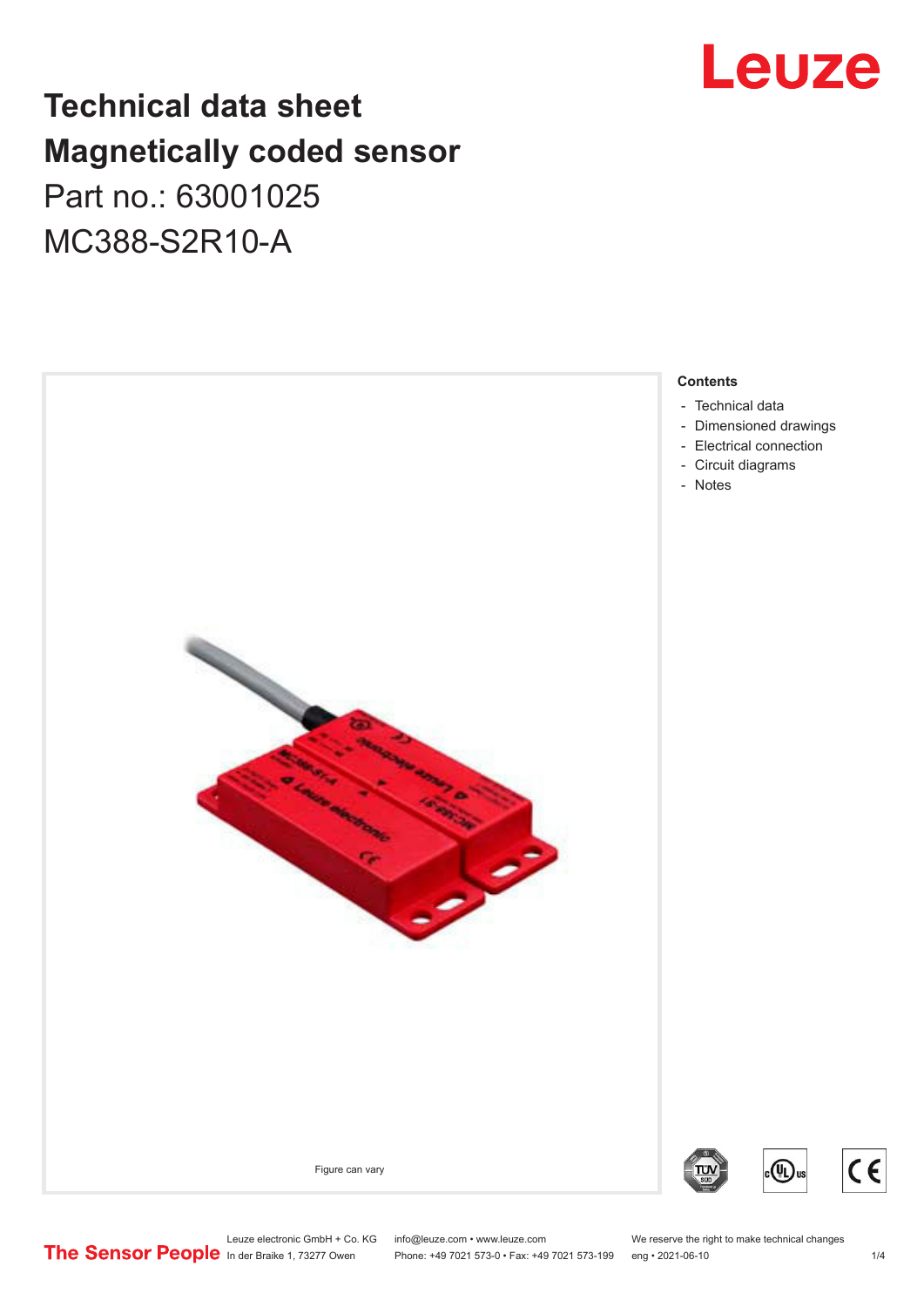# Technical data sheet
# Magnetically coded sensor

Part no.: 63001025

MC388-S2R10-A

Leuze

Figure can vary

**Contents**

- Technical data
- Dimensioned drawings
- Electrical connection
- Circuit diagrams
- Notes

The Sensor People

Leuze electronic GmbH + Co. KG
In der Braike 1, 73277 Owen

info@leuze.com • www.leuze.com
Phone: +49 7021 573-0 • Fax: +49 7021 573-199

We reserve the right to make technical changes
eng • 2021-06-10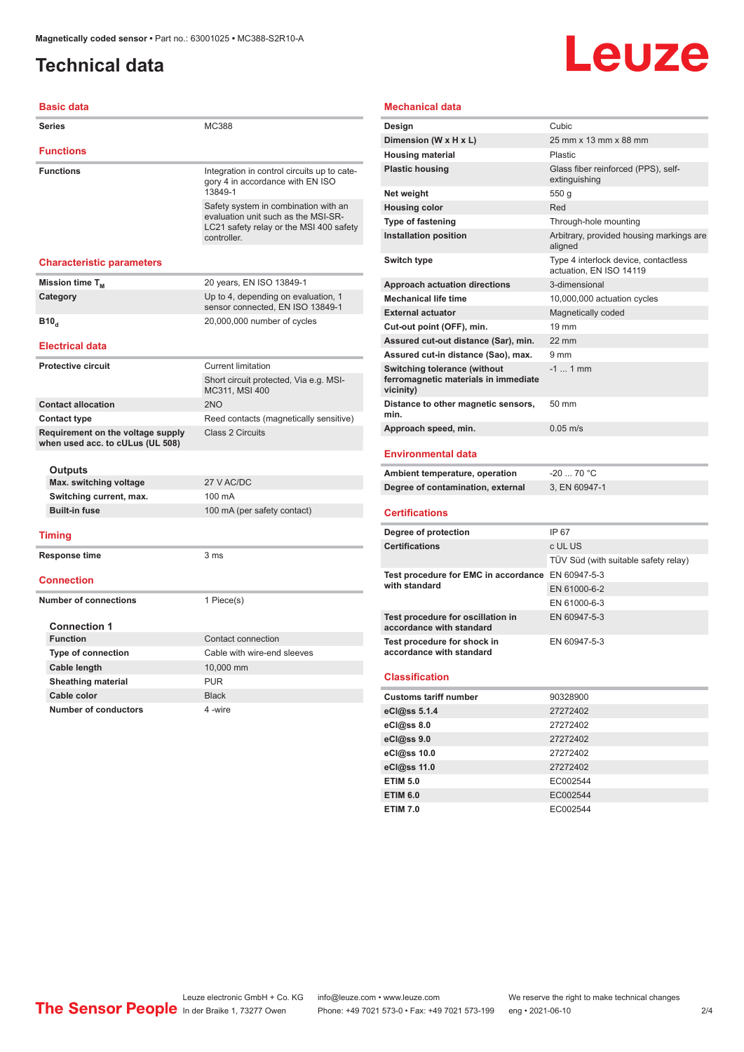# Technical data

## Basic data

| | |
|---|---|
| **Series** | MC388 |

## Functions

| | |
|---|---|
| **Functions** | Integration in control circuits up to category 4 in accordance with EN ISO 13849-1 |
| | Safety system in combination with an evaluation unit such as the MSI-SR-LC21 safety relay or the MSI 400 safety controller. |

## Characteristic parameters

| | |
|---|---|
| **Mission time $T_M$** | 20 years, EN ISO 13849-1 |
| **Category** | Up to 4, depending on evaluation, 1 sensor connected, EN ISO 13849-1 |
| **$B10_d$** | 20,000,000 number of cycles |

## Electrical data

| | |
|---|---|
| **Protective circuit** | Current limitation |
| | Short circuit protected, Via e.g. MSI-MC311, MSI 400 |
| **Contact allocation** | 2NO |
| **Contact type** | Reed contacts (magnetically sensitive) |
| **Requirement on the voltage supply when used acc. to cULus (UL 508)** | Class 2 Circuits |

### Outputs

| | |
|---|---|
| **Max. switching voltage** | 27 V AC/DC |
| **Switching current, max.** | 100 mA |
| **Built-in fuse** | 100 mA (per safety contact) |

## Timing

| | |
|---|---|
| **Response time** | 3 ms |

## Connection

| | |
|---|---|
| **Number of connections** | 1 Piece(s) |

### Connection 1

| | |
|---|---|
| **Function** | Contact connection |
| **Type of connection** | Cable with wire-end sleeves |
| **Cable length** | 10,000 mm |
| **Sheathing material** | PUR |
| **Cable color** | Black |
| **Number of conductors** | 4 -wire |

## Mechanical data

| | |
|---|---|
| **Design** | Cubic |
| **Dimension (W x H x L)** | 25 mm x 13 mm x 88 mm |
| **Housing material** | Plastic |
| **Plastic housing** | Glass fiber reinforced (PPS), self-extinguishing |
| **Net weight** | 550 g |
| **Housing color** | Red |
| **Type of fastening** | Through-hole mounting |
| **Installation position** | Arbitrary, provided housing markings are aligned |
| **Switch type** | Type 4 interlock device, contactless actuation, EN ISO 14119 |
| **Approach actuation directions** | 3-dimensional |
| **Mechanical life time** | 10,000,000 actuation cycles |
| **External actuator** | Magnetically coded |
| **Cut-out point (OFF), min.** | 19 mm |
| **Assured cut-out distance (Sar), min.** | 22 mm |
| **Assured cut-in distance (Sao), max.** | 9 mm |
| **Switching tolerance (without ferromagnetic materials in immediate vicinity)** | -1 ... 1 mm |
| **Distance to other magnetic sensors, min.** | 50 mm |
| **Approach speed, min.** | 0.05 m/s |

## Environmental data

| | |
|---|---|
| **Ambient temperature, operation** | -20 ... 70 °C |
| **Degree of contamination, external** | 3, EN 60947-1 |

## Certifications

| | |
|---|---|
| **Degree of protection** | IP 67 |
| **Certifications** | c UL US |
| | TÜV Süd (with suitable safety relay) |
| **Test procedure for EMC in accordance with standard** | EN 60947-5-3 |
| | EN 61000-6-2 |
| | EN 61000-6-3 |
| **Test procedure for oscillation in accordance with standard** | EN 60947-5-3 |
| **Test procedure for shock in accordance with standard** | EN 60947-5-3 |

## Classification

| | |
|---|---|
| **Customs tariff number** | 90328900 |
| **eCl@ss 5.1.4** | 27272402 |
| **eCl@ss 8.0** | 27272402 |
| **eCl@ss 9.0** | 27272402 |
| **eCl@ss 10.0** | 27272402 |
| **eCl@ss 11.0** | 27272402 |
| **ETIM 5.0** | EC002544 |
| **ETIM 6.0** | EC002544 |
| **ETIM 7.0** | EC002544 |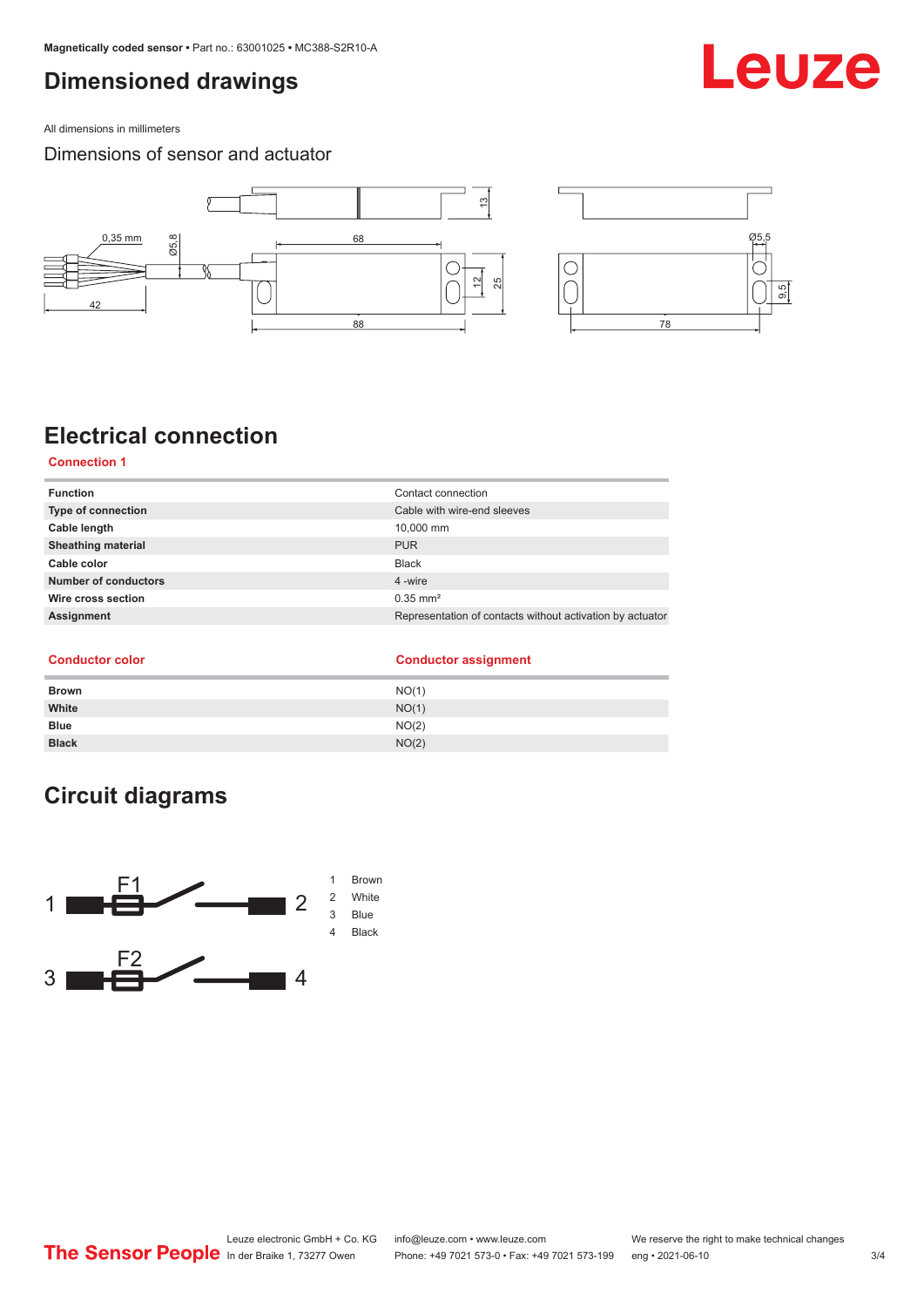# Dimensioned drawings

All dimensions in millimeters

Dimensions of sensor and actuator

# Electrical connection

### Connection 1

| | |
|---|---|
| **Function** | Contact connection |
| **Type of connection** | Cable with wire-end sleeves |
| **Cable length** | 10,000 mm |
| **Sheathing material** | PUR |
| **Cable color** | Black |
| **Number of conductors** | 4 -wire |
| **Wire cross section** | 0.35 mm² |
| **Assignment** | Representation of contacts without activation by actuator |

| Conductor color | Conductor assignment |
|---|---|
| **Brown** | NO(1) |
| **White** | NO(1) |
| **Blue** | NO(2) |
| **Black** | NO(2) |

# Circuit diagrams

1 Brown
2 White
3 Blue
4 Black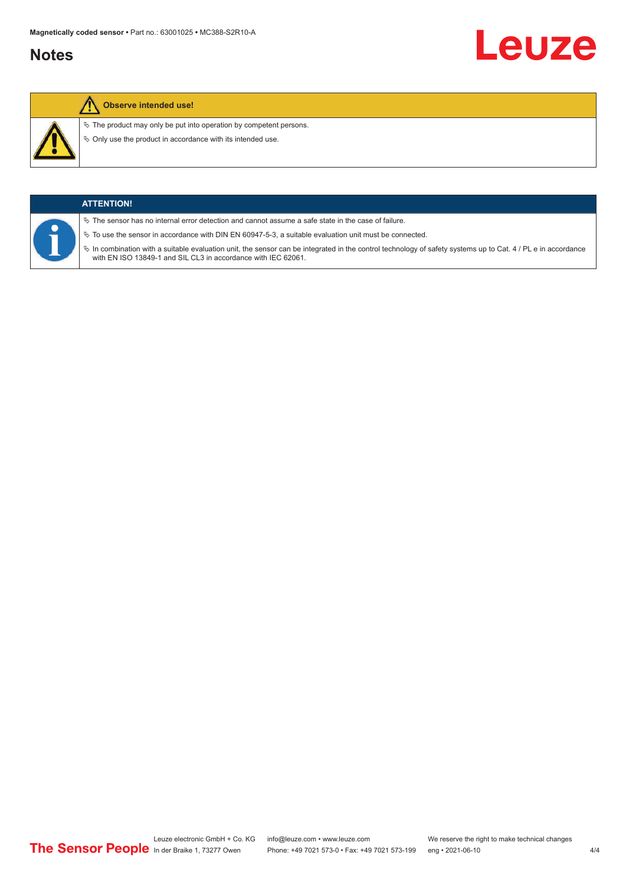## Notes

**Observe intended use!**

- ↳ The product may only be put into operation by competent persons.
- ↳ Only use the product in accordance with its intended use.

**ATTENTION!**

- ↳ The sensor has no internal error detection and cannot assume a safe state in the case of failure.
- ↳ To use the sensor in accordance with DIN EN 60947-5-3, a suitable evaluation unit must be connected.
- ↳ In combination with a suitable evaluation unit, the sensor can be integrated in the control technology of safety systems up to Cat. 4 / PL e in accordance with EN ISO 13849-1 and SIL CL3 in accordance with IEC 62061.